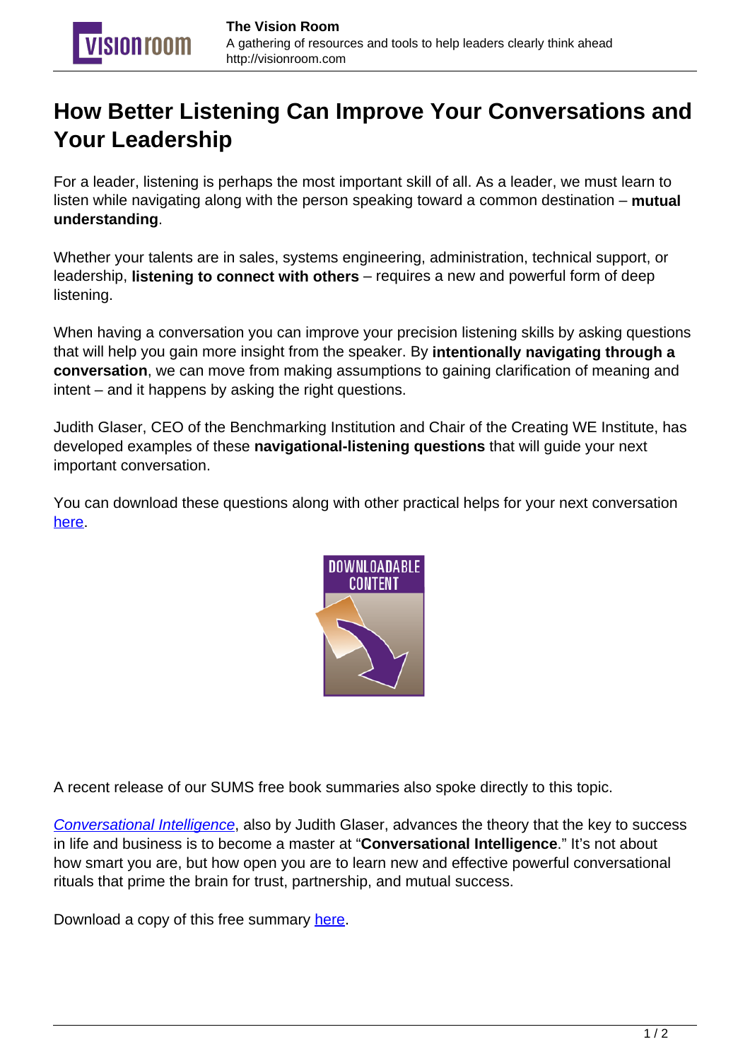# How Better Listening Can Improve Your Conversations and Your Leadership

For a leader, listening is perhaps the most important skill of all. As a leader, we must learn to listen while navigating along with the person speaking toward a common destination – **mutual understanding**.

Whether your talents are in sales, systems engineering, administration, technical support, or leadership, **listening to connect with others** – requires a new and powerful form of deep listening.

When having a conversation you can improve your precision listening skills by asking questions that will help you gain more insight from the speaker. By **intentionally navigating through a conversation**, we can move from making assumptions to gaining clarification of meaning and intent – and it happens by asking the right questions.

Judith Glaser, CEO of the Benchmarking Institution and Chair of the Creating WE Institute, has developed examples of these **navigational-listening questions** that will guide your next important conversation.

You can download these questions along with other practical helps for your next conversation [here](#).

A recent release of our SUMS free book summaries also spoke directly to this topic.

*[Conversational Intelligence](#)*, also by Judith Glaser, advances the theory that the key to success in life and business is to become a master at "**Conversational Intelligence**." It's not about how smart you are, but how open you are to learn new and effective powerful conversational rituals that prime the brain for trust, partnership, and mutual success.

Download a copy of this free summary [here](#).